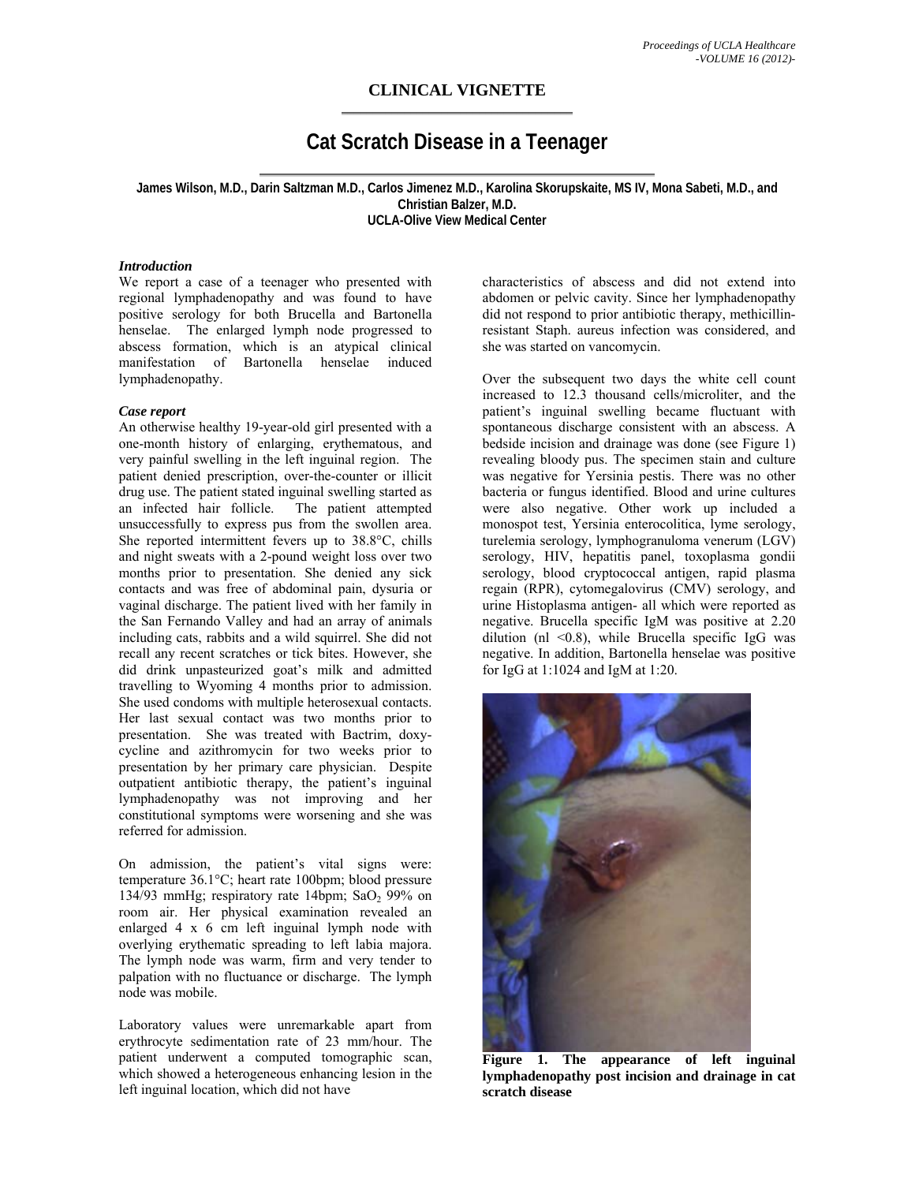## CLINICAL VIGNETTE

# Cat Scratch Disease in a Teenager

**James Wilson, M.D., Darin Saltzman M.D., Carlos Jimenez M.D., Karolina Skorupskaite, MS IV, Mona Sabeti, M.D., and Christian Balzer, M.D.**
**UCLA-Olive View Medical Center**

### *Introduction*

We report a case of a teenager who presented with regional lymphadenopathy and was found to have positive serology for both Brucella and Bartonella henselae. The enlarged lymph node progressed to abscess formation, which is an atypical clinical manifestation of Bartonella henselae induced lymphadenopathy.

### *Case report*

An otherwise healthy 19-year-old girl presented with a one-month history of enlarging, erythematous, and very painful swelling in the left inguinal region. The patient denied prescription, over-the-counter or illicit drug use. The patient stated inguinal swelling started as an infected hair follicle. The patient attempted unsuccessfully to express pus from the swollen area. She reported intermittent fevers up to 38.8°C, chills and night sweats with a 2-pound weight loss over two months prior to presentation. She denied any sick contacts and was free of abdominal pain, dysuria or vaginal discharge. The patient lived with her family in the San Fernando Valley and had an array of animals including cats, rabbits and a wild squirrel. She did not recall any recent scratches or tick bites. However, she did drink unpasteurized goat's milk and admitted travelling to Wyoming 4 months prior to admission. She used condoms with multiple heterosexual contacts. Her last sexual contact was two months prior to presentation. She was treated with Bactrim, doxy-cycline and azithromycin for two weeks prior to presentation by her primary care physician. Despite outpatient antibiotic therapy, the patient's inguinal lymphadenopathy was not improving and her constitutional symptoms were worsening and she was referred for admission.

On admission, the patient's vital signs were: temperature 36.1°C; heart rate 100bpm; blood pressure 134/93 mmHg; respiratory rate 14bpm; $SaO_2$ 99% on room air. Her physical examination revealed an enlarged 4 x 6 cm left inguinal lymph node with overlying erythematic spreading to left labia majora. The lymph node was warm, firm and very tender to palpation with no fluctuance or discharge. The lymph node was mobile.

Laboratory values were unremarkable apart from erythrocyte sedimentation rate of 23 mm/hour. The patient underwent a computed tomographic scan, which showed a heterogeneous enhancing lesion in the left inguinal location, which did not have characteristics of abscess and did not extend into abdomen or pelvic cavity. Since her lymphadenopathy did not respond to prior antibiotic therapy, methicillin-resistant Staph. aureus infection was considered, and she was started on vancomycin.

Over the subsequent two days the white cell count increased to 12.3 thousand cells/microliter, and the patient's inguinal swelling became fluctuant with spontaneous discharge consistent with an abscess. A bedside incision and drainage was done (see Figure 1) revealing bloody pus. The specimen stain and culture was negative for Yersinia pestis. There was no other bacteria or fungus identified. Blood and urine cultures were also negative. Other work up included a monospot test, Yersinia enterocolitica, lyme serology, turelemia serology, lymphogranuloma venerum (LGV) serology, HIV, hepatitis panel, toxoplasma gondii serology, blood cryptococcal antigen, rapid plasma regain (RPR), cytomegalovirus (CMV) serology, and urine Histoplasma antigen- all which were reported as negative. Brucella specific IgM was positive at 2.20 dilution (nl <0.8), while Brucella specific IgG was negative. In addition, Bartonella henselae was positive for IgG at 1:1024 and IgM at 1:20.

**Figure 1. The appearance of left inguinal lymphadenopathy post incision and drainage in cat scratch disease**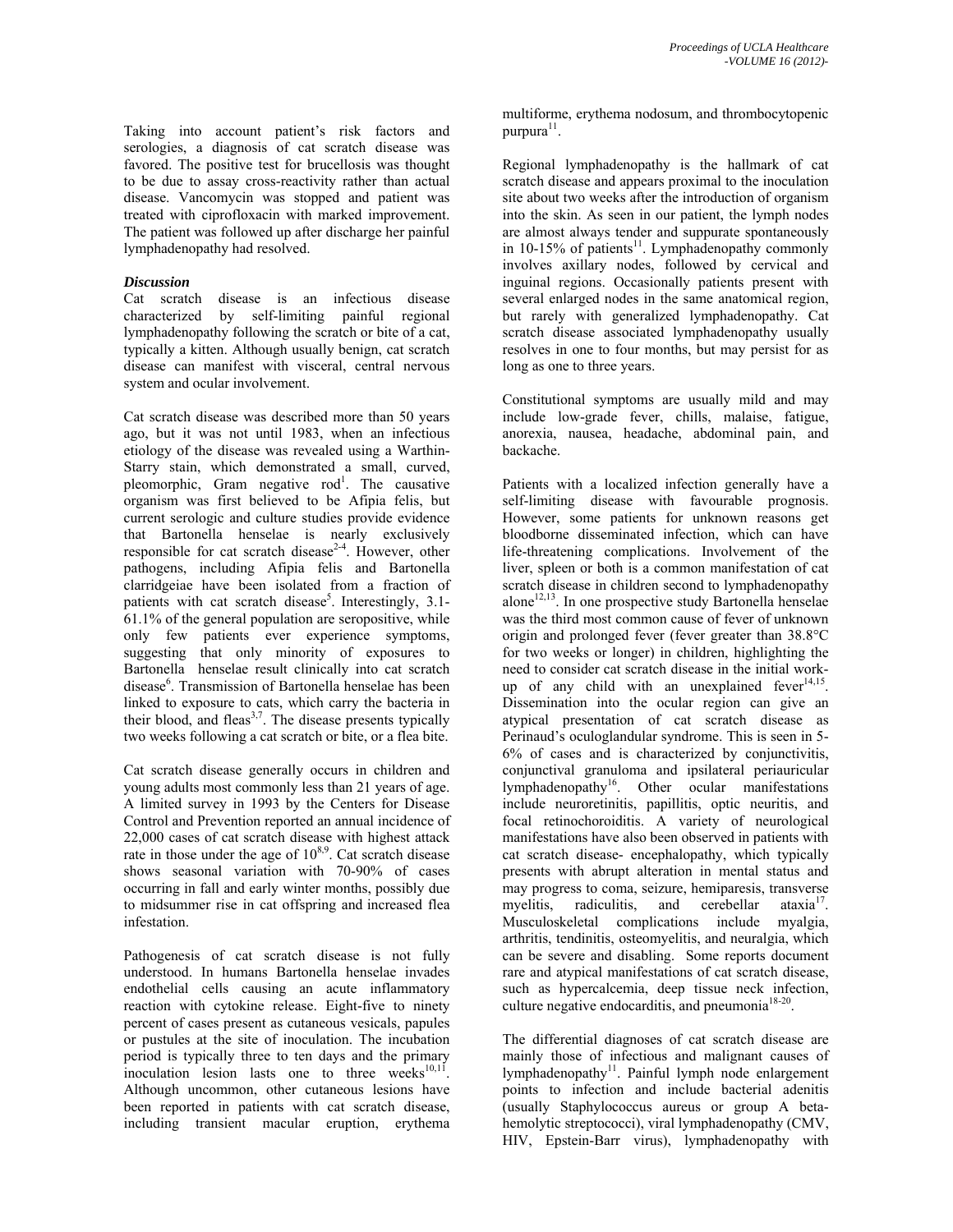Taking into account patient's risk factors and serologies, a diagnosis of cat scratch disease was favored. The positive test for brucellosis was thought to be due to assay cross-reactivity rather than actual disease. Vancomycin was stopped and patient was treated with ciprofloxacin with marked improvement. The patient was followed up after discharge her painful lymphadenopathy had resolved.

***Discussion***

Cat scratch disease is an infectious disease characterized by self-limiting painful regional lymphadenopathy following the scratch or bite of a cat, typically a kitten. Although usually benign, cat scratch disease can manifest with visceral, central nervous system and ocular involvement.

Cat scratch disease was described more than 50 years ago, but it was not until 1983, when an infectious etiology of the disease was revealed using a Warthin-Starry stain, which demonstrated a small, curved, pleomorphic, Gram negative rod[1]. The causative organism was first believed to be Afipia felis, but current serologic and culture studies provide evidence that Bartonella henselae is nearly exclusively responsible for cat scratch disease[2-4]. However, other pathogens, including Afipia felis and Bartonella clarridgeiae have been isolated from a fraction of patients with cat scratch disease[5]. Interestingly, 3.1-61.1% of the general population are seropositive, while only few patients ever experience symptoms, suggesting that only minority of exposures to Bartonella henselae result clinically into cat scratch disease[6]. Transmission of Bartonella henselae has been linked to exposure to cats, which carry the bacteria in their blood, and fleas[3,7]. The disease presents typically two weeks following a cat scratch or bite, or a flea bite.

Cat scratch disease generally occurs in children and young adults most commonly less than 21 years of age. A limited survey in 1993 by the Centers for Disease Control and Prevention reported an annual incidence of 22,000 cases of cat scratch disease with highest attack rate in those under the age of 10[8,9]. Cat scratch disease shows seasonal variation with 70-90% of cases occurring in fall and early winter months, possibly due to midsummer rise in cat offspring and increased flea infestation.

Pathogenesis of cat scratch disease is not fully understood. In humans Bartonella henselae invades endothelial cells causing an acute inflammatory reaction with cytokine release. Eight-five to ninety percent of cases present as cutaneous vesicals, papules or pustules at the site of inoculation. The incubation period is typically three to ten days and the primary inoculation lesion lasts one to three weeks[10,11]. Although uncommon, other cutaneous lesions have been reported in patients with cat scratch disease, including transient macular eruption, erythema multiforme, erythema nodosum, and thrombocytopenic purpura[11].

Regional lymphadenopathy is the hallmark of cat scratch disease and appears proximal to the inoculation site about two weeks after the introduction of organism into the skin. As seen in our patient, the lymph nodes are almost always tender and suppurate spontaneously in 10-15% of patients[11]. Lymphadenopathy commonly involves axillary nodes, followed by cervical and inguinal regions. Occasionally patients present with several enlarged nodes in the same anatomical region, but rarely with generalized lymphadenopathy. Cat scratch disease associated lymphadenopathy usually resolves in one to four months, but may persist for as long as one to three years.

Constitutional symptoms are usually mild and may include low-grade fever, chills, malaise, fatigue, anorexia, nausea, headache, abdominal pain, and backache.

Patients with a localized infection generally have a self-limiting disease with favourable prognosis. However, some patients for unknown reasons get bloodborne disseminated infection, which can have life-threatening complications. Involvement of the liver, spleen or both is a common manifestation of cat scratch disease in children second to lymphadenopathy alone[12,13]. In one prospective study Bartonella henselae was the third most common cause of fever of unknown origin and prolonged fever (fever greater than 38.8°C for two weeks or longer) in children, highlighting the need to consider cat scratch disease in the initial work-up of any child with an unexplained fever[14,15]. Dissemination into the ocular region can give an atypical presentation of cat scratch disease as Perinaud's oculoglandular syndrome. This is seen in 5-6% of cases and is characterized by conjunctivitis, conjunctival granuloma and ipsilateral periauricular lymphadenopathy[16]. Other ocular manifestations include neuroretinitis, papillitis, optic neuritis, and focal retinochoroiditis. A variety of neurological manifestations have also been observed in patients with cat scratch disease- encephalopathy, which typically presents with abrupt alteration in mental status and may progress to coma, seizure, hemiparesis, transverse myelitis, radiculitis, and cerebellar ataxia[17]. Musculoskeletal complications include myalgia, arthritis, tendinitis, osteomyelitis, and neuralgia, which can be severe and disabling. Some reports document rare and atypical manifestations of cat scratch disease, such as hypercalcemia, deep tissue neck infection, culture negative endocarditis, and pneumonia[18-20].

The differential diagnoses of cat scratch disease are mainly those of infectious and malignant causes of lymphadenopathy[11]. Painful lymph node enlargement points to infection and include bacterial adenitis (usually Staphylococcus aureus or group A beta-hemolytic streptococci), viral lymphadenopathy (CMV, HIV, Epstein-Barr virus), lymphadenopathy with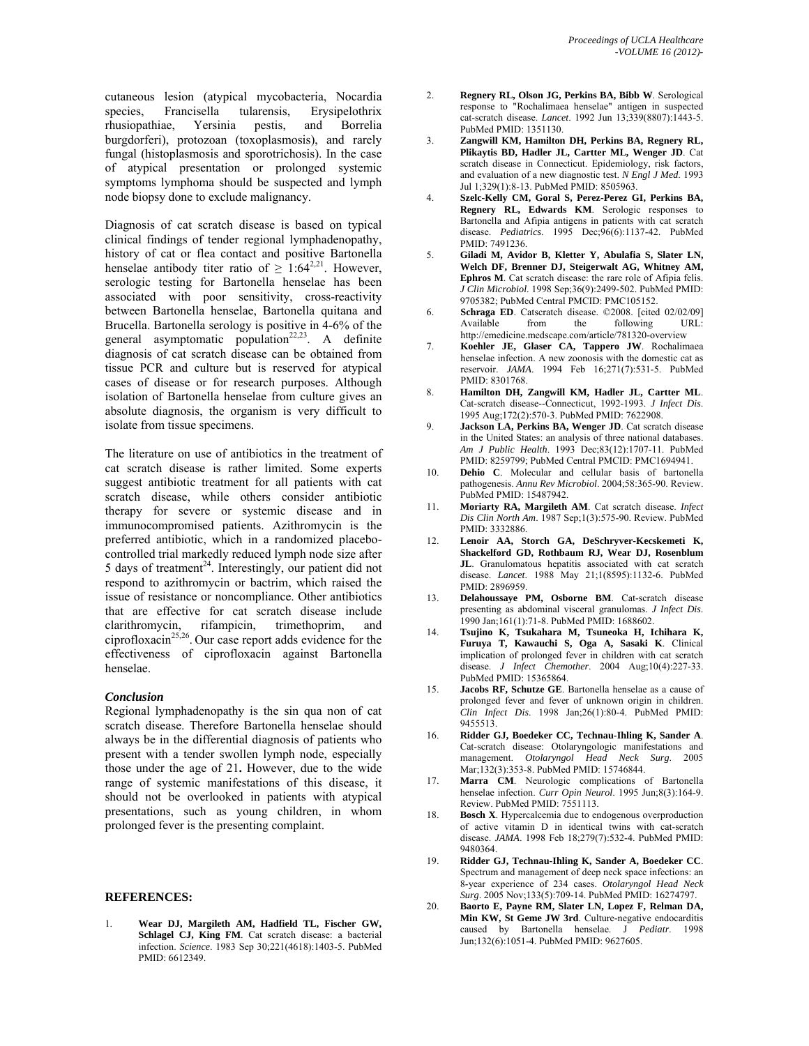cutaneous lesion (atypical mycobacteria, Nocardia species, Francisella tularensis, Erysipelothrix rhusiopathiae, Yersinia pestis, and Borrelia burgdorferi), protozoan (toxoplasmosis), and rarely fungal (histoplasmosis and sporotrichosis). In the case of atypical presentation or prolonged systemic symptoms lymphoma should be suspected and lymph node biopsy done to exclude malignancy.

Diagnosis of cat scratch disease is based on typical clinical findings of tender regional lymphadenopathy, history of cat or flea contact and positive Bartonella henselae antibody titer ratio of $\geq$ 1:64[2,21]. However, serologic testing for Bartonella henselae has been associated with poor sensitivity, cross-reactivity between Bartonella henselae, Bartonella quitana and Brucella. Bartonella serology is positive in 4-6% of the general asymptomatic population[22,23]. A definite diagnosis of cat scratch disease can be obtained from tissue PCR and culture but is reserved for atypical cases of disease or for research purposes. Although isolation of Bartonella henselae from culture gives an absolute diagnosis, the organism is very difficult to isolate from tissue specimens.

The literature on use of antibiotics in the treatment of cat scratch disease is rather limited. Some experts suggest antibiotic treatment for all patients with cat scratch disease, while others consider antibiotic therapy for severe or systemic disease and in immunocompromised patients. Azithromycin is the preferred antibiotic, which in a randomized placebo-controlled trial markedly reduced lymph node size after 5 days of treatment[24]. Interestingly, our patient did not respond to azithromycin or bactrim, which raised the issue of resistance or noncompliance. Other antibiotics that are effective for cat scratch disease include clarithromycin, rifampicin, trimethoprim, and ciprofloxacin[25,26]. Our case report adds evidence for the effectiveness of ciprofloxacin against Bartonella henselae.

### *Conclusion*

Regional lymphadenopathy is the sin qua non of cat scratch disease. Therefore Bartonella henselae should always be in the differential diagnosis of patients who present with a tender swollen lymph node, especially those under the age of 21**.** However, due to the wide range of systemic manifestations of this disease, it should not be overlooked in patients with atypical presentations, such as young children, in whom prolonged fever is the presenting complaint.

## REFERENCES:

1. **Wear DJ, Margileth AM, Hadfield TL, Fischer GW, Schlagel CJ, King FM**. Cat scratch disease: a bacterial infection. *Science*. 1983 Sep 30;221(4618):1403-5. PubMed PMID: 6612349.
2. **Regnery RL, Olson JG, Perkins BA, Bibb W**. Serological response to "Rochalimaea henselae" antigen in suspected cat-scratch disease. *Lancet*. 1992 Jun 13;339(8807):1443-5. PubMed PMID: 1351130.
3. **Zangwill KM, Hamilton DH, Perkins BA, Regnery RL, Plikaytis BD, Hadler JL, Cartter ML, Wenger JD**. Cat scratch disease in Connecticut. Epidemiology, risk factors, and evaluation of a new diagnostic test. *N Engl J Med*. 1993 Jul 1;329(1):8-13. PubMed PMID: 8505963.
4. **Szelc-Kelly CM, Goral S, Perez-Perez GI, Perkins BA, Regnery RL, Edwards KM**. Serologic responses to Bartonella and Afipia antigens in patients with cat scratch disease. *Pediatrics*. 1995 Dec;96(6):1137-42. PubMed PMID: 7491236.
5. **Giladi M, Avidor B, Kletter Y, Abulafia S, Slater LN, Welch DF, Brenner DJ, Steigerwalt AG, Whitney AM, Ephros M**. Cat scratch disease: the rare role of Afipia felis. *J Clin Microbiol*. 1998 Sep;36(9):2499-502. PubMed PMID: 9705382; PubMed Central PMCID: PMC105152.
6. **Schraga ED**. Catscratch disease. ©2008. [cited 02/02/09] Available from the following URL: http://emedicine.medscape.com/article/781320-overview
7. **Koehler JE, Glaser CA, Tappero JW**. Rochalimaea henselae infection. A new zoonosis with the domestic cat as reservoir. *JAMA*. 1994 Feb 16;271(7):531-5. PubMed PMID: 8301768.
8. **Hamilton DH, Zangwill KM, Hadler JL, Cartter ML**. Cat-scratch disease--Connecticut, 1992-1993. *J Infect Dis*. 1995 Aug;172(2):570-3. PubMed PMID: 7622908.
9. **Jackson LA, Perkins BA, Wenger JD**. Cat scratch disease in the United States: an analysis of three national databases. *Am J Public Health*. 1993 Dec;83(12):1707-11. PubMed PMID: 8259799; PubMed Central PMCID: PMC1694941.
10. **Dehio C**. Molecular and cellular basis of bartonella pathogenesis. *Annu Rev Microbiol*. 2004;58:365-90. Review. PubMed PMID: 15487942.
11. **Moriarty RA, Margileth AM**. Cat scratch disease. *Infect Dis Clin North Am*. 1987 Sep;1(3):575-90. Review. PubMed PMID: 3332886.
12. **Lenoir AA, Storch GA, DeSchryver-Kecskemeti K, Shackelford GD, Rothbaum RJ, Wear DJ, Rosenblum JL**. Granulomatous hepatitis associated with cat scratch disease. *Lancet*. 1988 May 21;1(8595):1132-6. PubMed PMID: 2896959.
13. **Delahoussaye PM, Osborne BM**. Cat-scratch disease presenting as abdominal visceral granulomas. *J Infect Dis*. 1990 Jan;161(1):71-8. PubMed PMID: 1688602.
14. **Tsujino K, Tsukahara M, Tsuneoka H, Ichihara K, Furuya T, Kawauchi S, Oga A, Sasaki K**. Clinical implication of prolonged fever in children with cat scratch disease. *J Infect Chemother*. 2004 Aug;10(4):227-33. PubMed PMID: 15365864.
15. **Jacobs RF, Schutze GE**. Bartonella henselae as a cause of prolonged fever and fever of unknown origin in children. *Clin Infect Dis*. 1998 Jan;26(1):80-4. PubMed PMID: 9455513.
16. **Ridder GJ, Boedeker CC, Technau-Ihling K, Sander A**. Cat-scratch disease: Otolaryngologic manifestations and management. *Otolaryngol Head Neck Surg*. 2005 Mar;132(3):353-8. PubMed PMID: 15746844.
17. **Marra CM**. Neurologic complications of Bartonella henselae infection. *Curr Opin Neurol*. 1995 Jun;8(3):164-9. Review. PubMed PMID: 7551113.
18. **Bosch X**. Hypercalcemia due to endogenous overproduction of active vitamin D in identical twins with cat-scratch disease. *JAMA*. 1998 Feb 18;279(7):532-4. PubMed PMID: 9480364.
19. **Ridder GJ, Technau-Ihling K, Sander A, Boedeker CC**. Spectrum and management of deep neck space infections: an 8-year experience of 234 cases. *Otolaryngol Head Neck Surg*. 2005 Nov;133(5):709-14. PubMed PMID: 16274797.
20. **Baorto E, Payne RM, Slater LN, Lopez F, Relman DA, Min KW, St Geme JW 3rd**. Culture-negative endocarditis caused by Bartonella henselae. *J Pediatr*. 1998 Jun;132(6):1051-4. PubMed PMID: 9627605.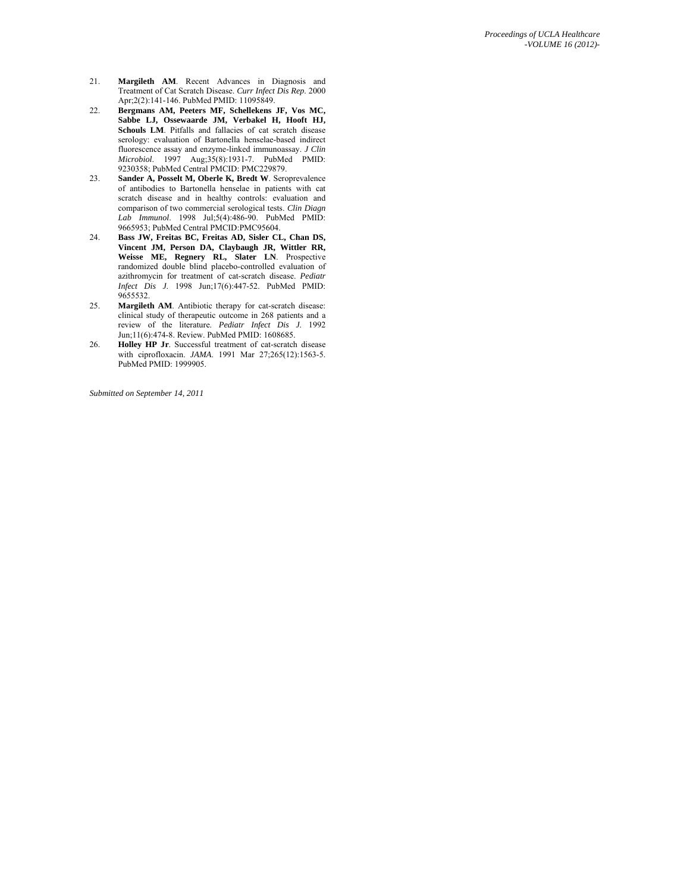21. **Margileth AM**. Recent Advances in Diagnosis and Treatment of Cat Scratch Disease. *Curr Infect Dis Rep*. 2000 Apr;2(2):141-146. PubMed PMID: 11095849.
22. **Bergmans AM, Peeters MF, Schellekens JF, Vos MC, Sabbe LJ, Ossewaarde JM, Verbakel H, Hooft HJ, Schouls LM**. Pitfalls and fallacies of cat scratch disease serology: evaluation of Bartonella henselae-based indirect fluorescence assay and enzyme-linked immunoassay. *J Clin Microbiol*. 1997 Aug;35(8):1931-7. PubMed PMID: 9230358; PubMed Central PMCID: PMC229879.
23. **Sander A, Posselt M, Oberle K, Bredt W**. Seroprevalence of antibodies to Bartonella henselae in patients with cat scratch disease and in healthy controls: evaluation and comparison of two commercial serological tests. *Clin Diagn Lab Immunol*. 1998 Jul;5(4):486-90. PubMed PMID: 9665953; PubMed Central PMCID:PMC95604.
24. **Bass JW, Freitas BC, Freitas AD, Sisler CL, Chan DS, Vincent JM, Person DA, Claybaugh JR, Wittler RR, Weisse ME, Regnery RL, Slater LN**. Prospective randomized double blind placebo-controlled evaluation of azithromycin for treatment of cat-scratch disease. *Pediatr Infect Dis J*. 1998 Jun;17(6):447-52. PubMed PMID: 9655532.
25. **Margileth AM**. Antibiotic therapy for cat-scratch disease: clinical study of therapeutic outcome in 268 patients and a review of the literature. *Pediatr Infect Dis J*. 1992 Jun;11(6):474-8. Review. PubMed PMID: 1608685.
26. **Holley HP Jr**. Successful treatment of cat-scratch disease with ciprofloxacin. *JAMA*. 1991 Mar 27;265(12):1563-5. PubMed PMID: 1999905.

*Submitted on September 14, 2011*